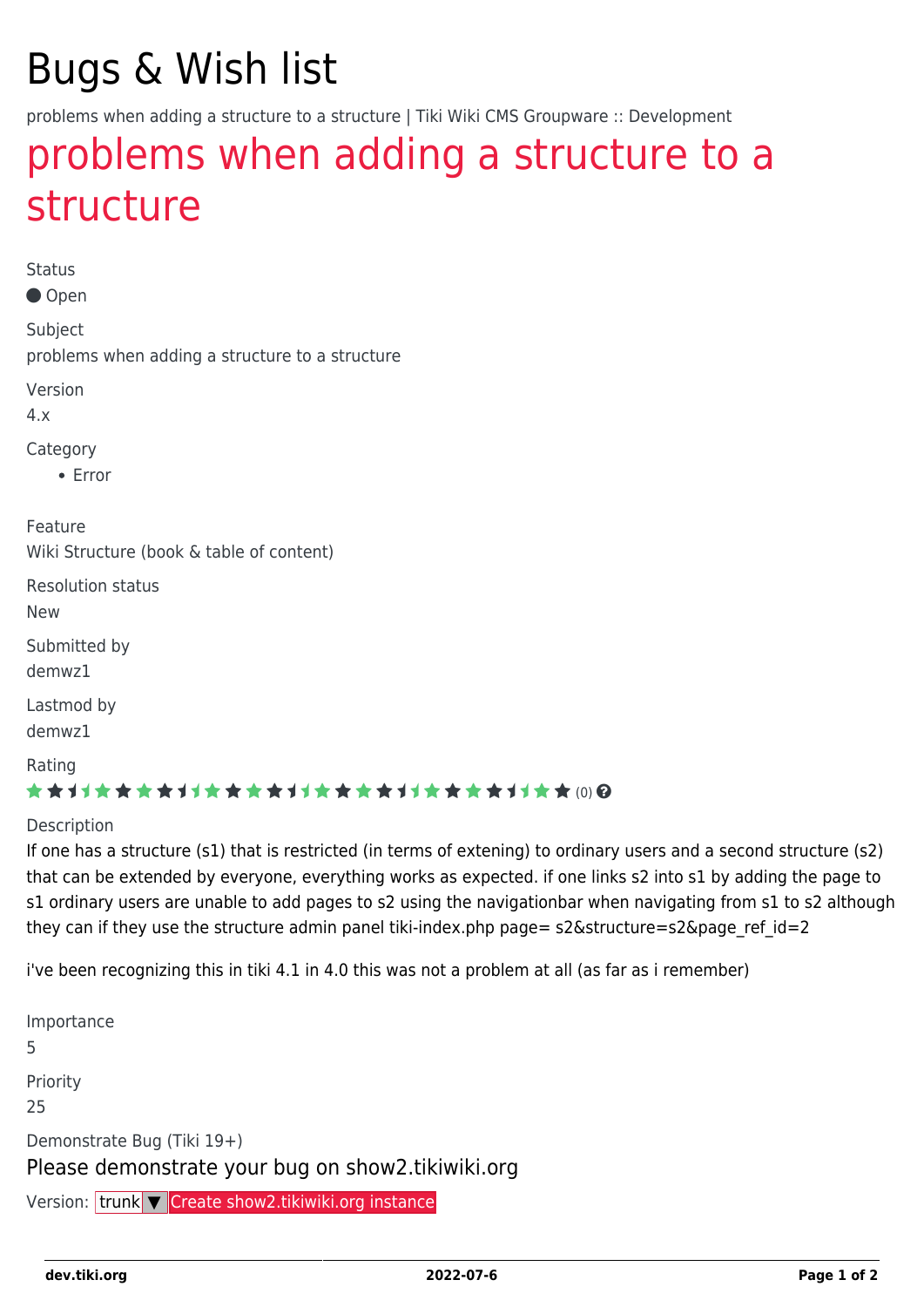# Bugs & Wish list

problems when adding a structure to a structure | Tiki Wiki CMS Groupware :: Development

## problems when adding a structure to a structure

Status

● Open

Subject

problems when adding a structure to a structure

Version

4.x

Category

- Error

Feature

Wiki Structure (book & table of content)

Resolution status

New

Submitted by

demwz1

Lastmod by

demwz1

Rating

(0)

Description

If one has a structure (s1) that is restricted (in terms of extening) to ordinary users and a second structure (s2) that can be extended by everyone, everything works as expected. if one links s2 into s1 by adding the page to s1 ordinary users are unable to add pages to s2 using the navigationbar when navigating from s1 to s2 although they can if they use the structure admin panel tiki-index.php page= s2&structure=s2&page_ref_id=2

i've been recognizing this in tiki 4.1 in 4.0 this was not a problem at all (as far as i remember)

Importance

5

Priority

25

Demonstrate Bug (Tiki 19+)

Please demonstrate your bug on show2.tikiwiki.org

Version: trunk ▼ Create show2.tikiwiki.org instance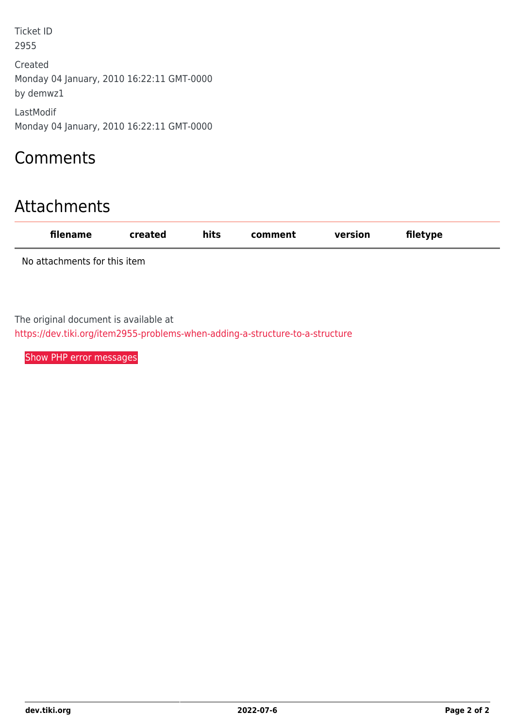Ticket ID
2955

Created
Monday 04 January, 2010 16:22:11 GMT-0000
by demwz1

LastModif
Monday 04 January, 2010 16:22:11 GMT-0000

## Comments

## Attachments

| filename | created | hits | comment | version | filetype |
|---|---|---|---|---|---|
| No attachments for this item | | | | | |

The original document is available at
https://dev.tiki.org/item2955-problems-when-adding-a-structure-to-a-structure

Show PHP error messages